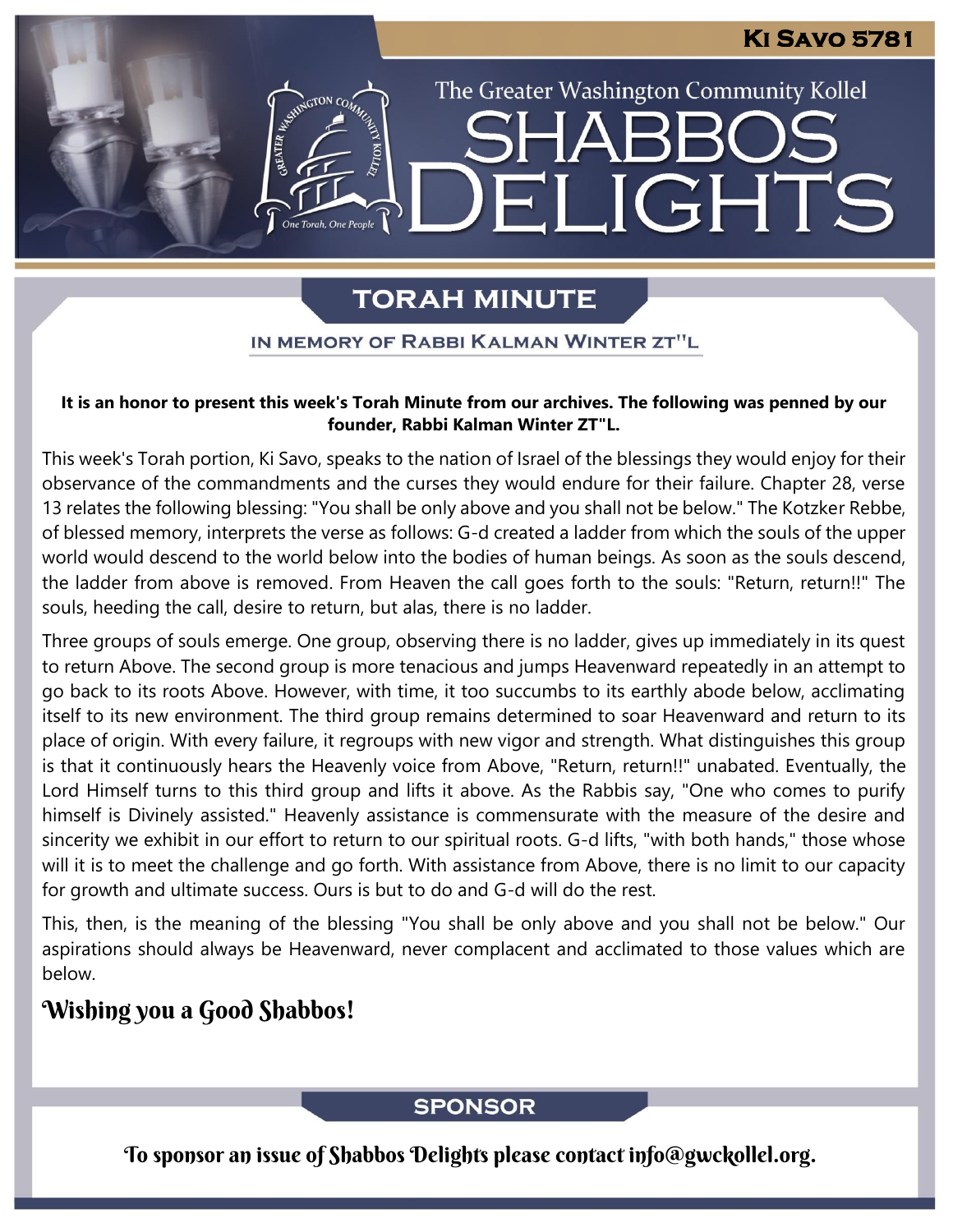Ki Savo 5781

The Greater Washington Community Kollel

# SHABBOS DELIGHTS

## TORAH MINUTE

### IN MEMORY OF RABBI KALMAN WINTER ZT"L

**It is an honor to present this week's Torah Minute from our archives. The following was penned by our founder, Rabbi Kalman Winter ZT"L.**

This week's Torah portion, Ki Savo, speaks to the nation of Israel of the blessings they would enjoy for their observance of the commandments and the curses they would endure for their failure. Chapter 28, verse 13 relates the following blessing: "You shall be only above and you shall not be below." The Kotzker Rebbe, of blessed memory, interprets the verse as follows: G-d created a ladder from which the souls of the upper world would descend to the world below into the bodies of human beings. As soon as the souls descend, the ladder from above is removed. From Heaven the call goes forth to the souls: "Return, return!!" The souls, heeding the call, desire to return, but alas, there is no ladder.

Three groups of souls emerge. One group, observing there is no ladder, gives up immediately in its quest to return Above. The second group is more tenacious and jumps Heavenward repeatedly in an attempt to go back to its roots Above. However, with time, it too succumbs to its earthly abode below, acclimating itself to its new environment. The third group remains determined to soar Heavenward and return to its place of origin. With every failure, it regroups with new vigor and strength. What distinguishes this group is that it continuously hears the Heavenly voice from Above, "Return, return!!" unabated. Eventually, the Lord Himself turns to this third group and lifts it above. As the Rabbis say, "One who comes to purify himself is Divinely assisted." Heavenly assistance is commensurate with the measure of the desire and sincerity we exhibit in our effort to return to our spiritual roots. G-d lifts, "with both hands," those whose will it is to meet the challenge and go forth. With assistance from Above, there is no limit to our capacity for growth and ultimate success. Ours is but to do and G-d will do the rest.

This, then, is the meaning of the blessing "You shall be only above and you shall not be below." Our aspirations should always be Heavenward, never complacent and acclimated to those values which are below.

**Wishing you a Good Shabbos!**

## SPONSOR

To sponsor an issue of Shabbos Delights please contact info@gwckollel.org.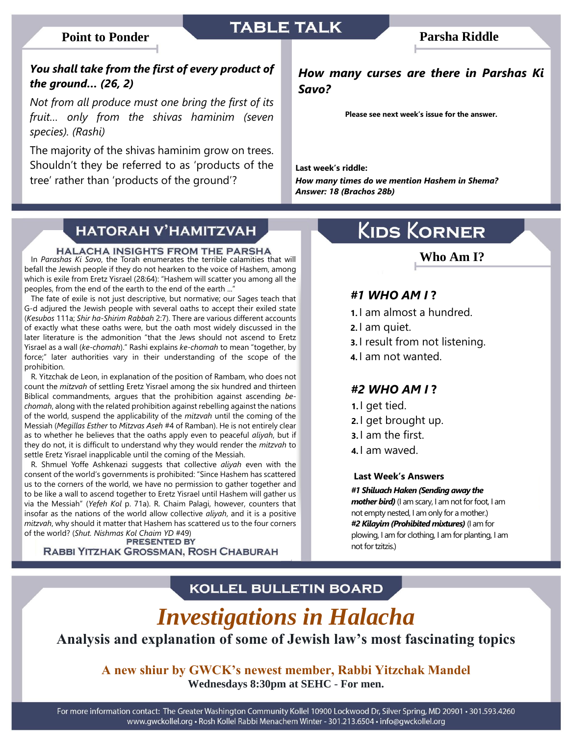# TABLE TALK

## Point to Ponder

***You shall take from the first of every product of the ground... (26, 2)***

*Not from all produce must one bring the first of its fruit... only from the shivas haminim (seven species). (Rashi)*

The majority of the shivas haminim grow on trees. Shouldn't they be referred to as 'products of the tree' rather than 'products of the ground'?

## Parsha Riddle

***How many curses are there in Parshas Ki Savo?***

**Please see next week's issue for the answer.**

**Last week's riddle:**

***How many times do we mention Hashem in Shema?***
***Answer: 18 (Brachos 28b)***

# HATORAH V'HAMITZVAH

## HALACHA INSIGHTS FROM THE PARSHA

In *Parashas Ki Savo*, the Torah enumerates the terrible calamities that will befall the Jewish people if they do not hearken to the voice of Hashem, among which is exile from Eretz Yisrael (28:64): "Hashem will scatter you among all the peoples, from the end of the earth to the end of the earth ..."

The fate of exile is not just descriptive, but normative; our Sages teach that G-d adjured the Jewish people with several oaths to accept their exiled state (*Kesubos* 111a; *Shir ha-Shirim Rabbah* 2:7). There are various different accounts of exactly what these oaths were, but the oath most widely discussed in the later literature is the admonition "that the Jews should not ascend to Eretz Yisrael as a wall (*ke-chomah*)." Rashi explains *ke-chomah* to mean "together, by force;" later authorities vary in their understanding of the scope of the prohibition.

R. Yitzchak de Leon, in explanation of the position of Rambam, who does not count the *mitzvah* of settling Eretz Yisrael among the six hundred and thirteen Biblical commandments, argues that the prohibition against ascending *be-chomah*, along with the related prohibition against rebelling against the nations of the world, suspend the applicability of the *mitzvah* until the coming of the Messiah (*Megillas Esther* to *Mitzvas Aseh* #4 of Ramban). He is not entirely clear as to whether he believes that the oaths apply even to peaceful *aliyah*, but if they do not, it is difficult to understand why they would render the *mitzvah* to settle Eretz Yisrael inapplicable until the coming of the Messiah.

R. Shmuel Yoffe Ashkenazi suggests that collective *aliyah* even with the consent of the world's governments is prohibited: "Since Hashem has scattered us to the corners of the world, we have no permission to gather together and to be like a wall to ascend together to Eretz Yisrael until Hashem will gather us via the Messiah" (*Yefeh Kol* p. 71a). R. Chaim Palagi, however, counters that insofar as the nations of the world allow collective *aliyah*, and it is a positive *mitzvah*, why should it matter that Hashem has scattered us to the four corners of the world? (*Shut. Nishmas Kol Chaim YD* #49)

PRESENTED BY
RABBI YITZHAK GROSSMAN, ROSH CHABURAH

# KIDS KORNER

## Who Am I?

### #1 WHO AM I ?

1. I am almost a hundred.
2. I am quiet.
3. I result from not listening.
4. I am not wanted.

### #2 WHO AM I ?

1. I get tied.
2. I get brought up.
3. I am the first.
4. I am waved.

**Last Week's Answers**

***#1 Shiluach Haken (Sending away the mother bird)*** (I am scary, I am not for foot, I am not empty nested, I am only for a mother.)
***#2 Kilayim (Prohibited mixtures)*** (I am for plowing, I am for clothing, I am for planting, I am not for tzitzis.)

# KOLLEL BULLETIN BOARD

## *Investigations in Halacha*

**Analysis and explanation of some of Jewish law's most fascinating topics**

**A new shiur by GWCK's newest member, Rabbi Yitzchak Mandel**
**Wednesdays 8:30pm at SEHC - For men.**

For more information contact: The Greater Washington Community Kollel 10900 Lockwood Dr, Silver Spring, MD 20901 • 301.593.4260
www.gwckollel.org • Rosh Kollel Rabbi Menachem Winter - 301.213.6504 • info@gwckollel.org